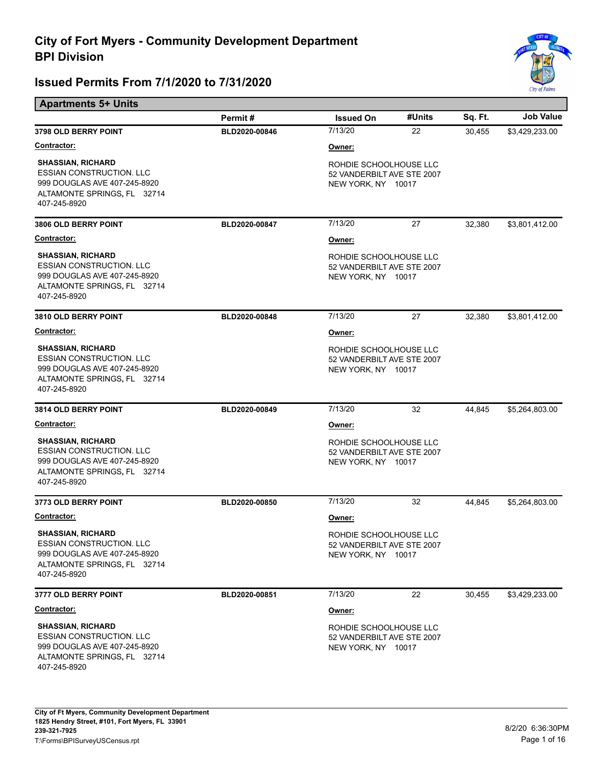# City of Fort Myers - Community Development Department
# BPI Division

## Issued Permits From 7/1/2020 to 7/31/2020

### Apartments 5+ Units

| | Permit # | Issued On | #Units | Sq. Ft. | Job Value |
|---|---|---|---|---|---|
| **3798 OLD BERRY POINT** | BLD2020-00846 | 7/13/20 | 22 | 30,455 | $3,429,233.00 |
| **3806 OLD BERRY POINT** | BLD2020-00847 | 7/13/20 | 27 | 32,380 | $3,801,412.00 |
| **3810 OLD BERRY POINT** | BLD2020-00848 | 7/13/20 | 27 | 32,380 | $3,801,412.00 |
| **3814 OLD BERRY POINT** | BLD2020-00849 | 7/13/20 | 32 | 44,845 | $5,264,803.00 |
| **3773 OLD BERRY POINT** | BLD2020-00850 | 7/13/20 | 32 | 44,845 | $5,264,803.00 |
| **3777 OLD BERRY POINT** | BLD2020-00851 | 7/13/20 | 22 | 30,455 | $3,429,233.00 |

For each of the permits above:

**Contractor:**

**SHASSIAN, RICHARD**
ESSIAN CONSTRUCTION. LLC
999 DOUGLAS AVE 407-245-8920
ALTAMONTE SPRINGS, FL 32714
407-245-8920

**Owner:**

ROHDIE SCHOOLHOUSE LLC
52 VANDERBILT AVE STE 2007
NEW YORK, NY 10017

City of Ft Myers, Community Development Department
1825 Hendry Street, #101, Fort Myers, FL 33901
239-321-7925
T:\Forms\BPISurveyUSCensus.rpt

8/2/20 6:36:30PM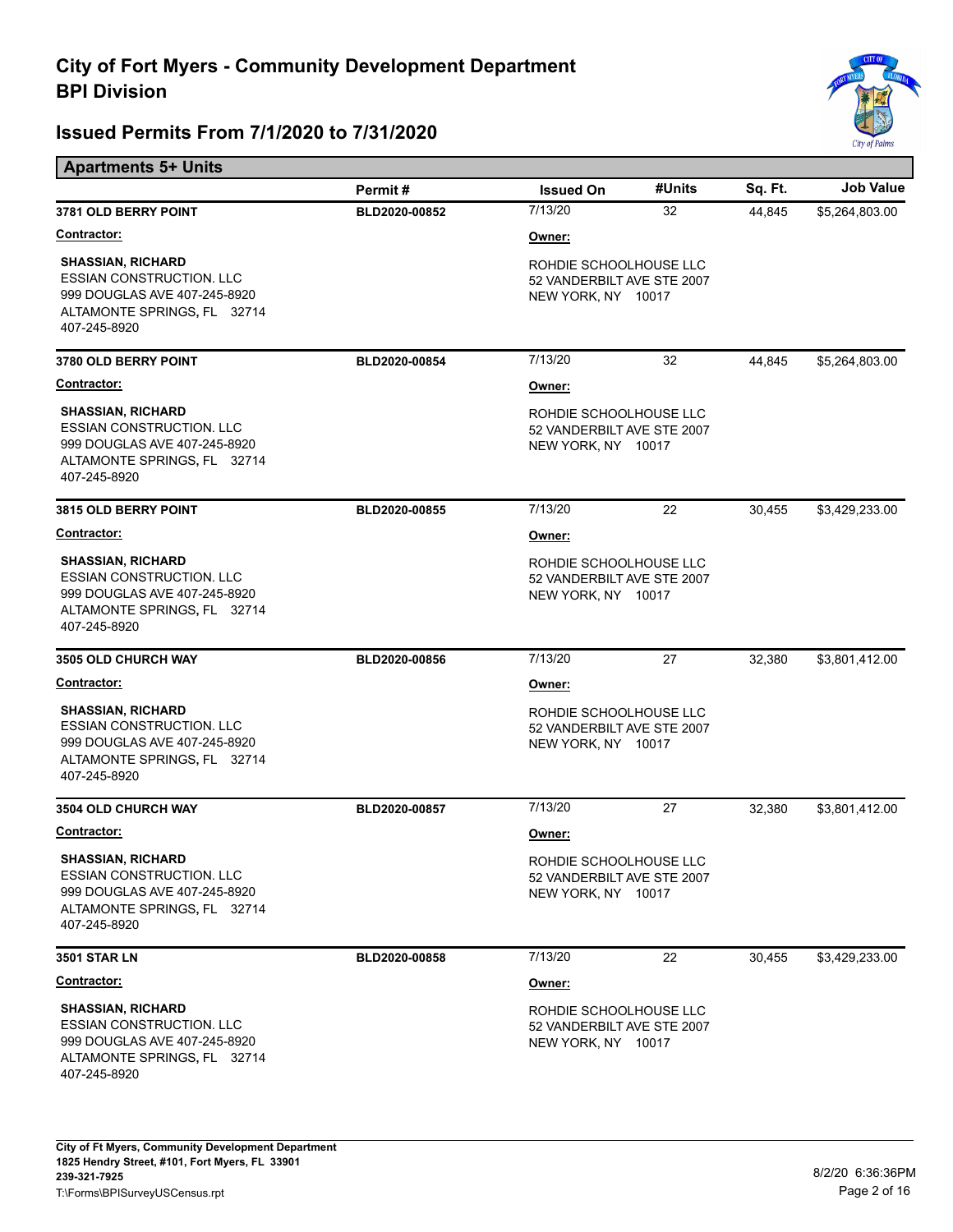# City of Fort Myers - Community Development Department
# BPI Division

## Issued Permits From 7/1/2020 to 7/31/2020

### Apartments 5+ Units

| | Permit # | Issued On | #Units | Sq. Ft. | Job Value |
|---|---|---|---|---|---|
| **3781 OLD BERRY POINT** | **BLD2020-00852** | 7/13/20 | 32 | 44,845 | $5,264,803.00 |
| **3780 OLD BERRY POINT** | **BLD2020-00854** | 7/13/20 | 32 | 44,845 | $5,264,803.00 |
| **3815 OLD BERRY POINT** | **BLD2020-00855** | 7/13/20 | 22 | 30,455 | $3,429,233.00 |
| **3505 OLD CHURCH WAY** | **BLD2020-00856** | 7/13/20 | 27 | 32,380 | $3,801,412.00 |
| **3504 OLD CHURCH WAY** | **BLD2020-00857** | 7/13/20 | 27 | 32,380 | $3,801,412.00 |
| **3501 STAR LN** | **BLD2020-00858** | 7/13/20 | 22 | 30,455 | $3,429,233.00 |

For each permit above:

**Contractor:**

**SHASSIAN, RICHARD**
ESSIAN CONSTRUCTION. LLC
999 DOUGLAS AVE 407-245-8920
ALTAMONTE SPRINGS, FL 32714
407-245-8920

**Owner:**

ROHDIE SCHOOLHOUSE LLC
52 VANDERBILT AVE STE 2007
NEW YORK, NY 10017

City of Ft Myers, Community Development Department
1825 Hendry Street, #101, Fort Myers, FL 33901
239-321-7925
T:\Forms\BPISurveyUSCensus.rpt

8/2/20 6:36:36PM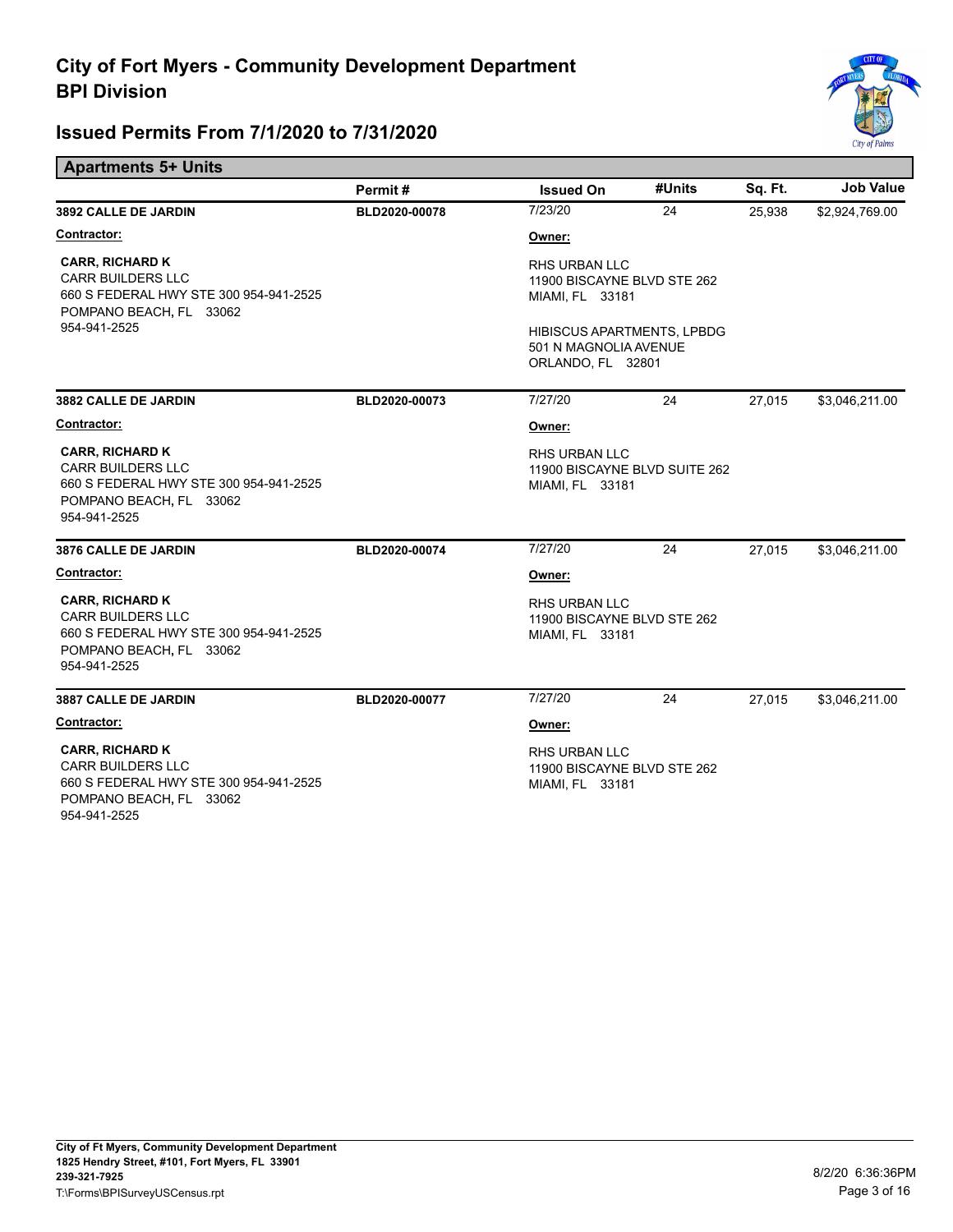# City of Fort Myers - Community Development Department
# BPI Division

## Issued Permits From 7/1/2020 to 7/31/2020

### Apartments 5+ Units

| | Permit # | Issued On | #Units | Sq. Ft. | Job Value |
|---|---|---|---|---|---|
| **3892 CALLE DE JARDIN** | BLD2020-00078 | 7/23/20 | 24 | 25,938 | $2,924,769.00 |

**Contractor:**

**CARR, RICHARD K**
CARR BUILDERS LLC
660 S FEDERAL HWY STE 300 954-941-2525
POMPANO BEACH, FL 33062
954-941-2525

**Owner:**

RHS URBAN LLC
11900 BISCAYNE BLVD STE 262
MIAMI, FL 33181

HIBISCUS APARTMENTS, LPBDG
501 N MAGNOLIA AVENUE
ORLANDO, FL 32801

| | Permit # | Issued On | #Units | Sq. Ft. | Job Value |
|---|---|---|---|---|---|
| **3882 CALLE DE JARDIN** | BLD2020-00073 | 7/27/20 | 24 | 27,015 | $3,046,211.00 |

**Contractor:**

**CARR, RICHARD K**
CARR BUILDERS LLC
660 S FEDERAL HWY STE 300 954-941-2525
POMPANO BEACH, FL 33062
954-941-2525

**Owner:**

RHS URBAN LLC
11900 BISCAYNE BLVD SUITE 262
MIAMI, FL 33181

| | Permit # | Issued On | #Units | Sq. Ft. | Job Value |
|---|---|---|---|---|---|
| **3876 CALLE DE JARDIN** | BLD2020-00074 | 7/27/20 | 24 | 27,015 | $3,046,211.00 |

**Contractor:**

**CARR, RICHARD K**
CARR BUILDERS LLC
660 S FEDERAL HWY STE 300 954-941-2525
POMPANO BEACH, FL 33062
954-941-2525

**Owner:**

RHS URBAN LLC
11900 BISCAYNE BLVD STE 262
MIAMI, FL 33181

| | Permit # | Issued On | #Units | Sq. Ft. | Job Value |
|---|---|---|---|---|---|
| **3887 CALLE DE JARDIN** | BLD2020-00077 | 7/27/20 | 24 | 27,015 | $3,046,211.00 |

**Contractor:**

**CARR, RICHARD K**
CARR BUILDERS LLC
660 S FEDERAL HWY STE 300 954-941-2525
POMPANO BEACH, FL 33062
954-941-2525

**Owner:**

RHS URBAN LLC
11900 BISCAYNE BLVD STE 262
MIAMI, FL 33181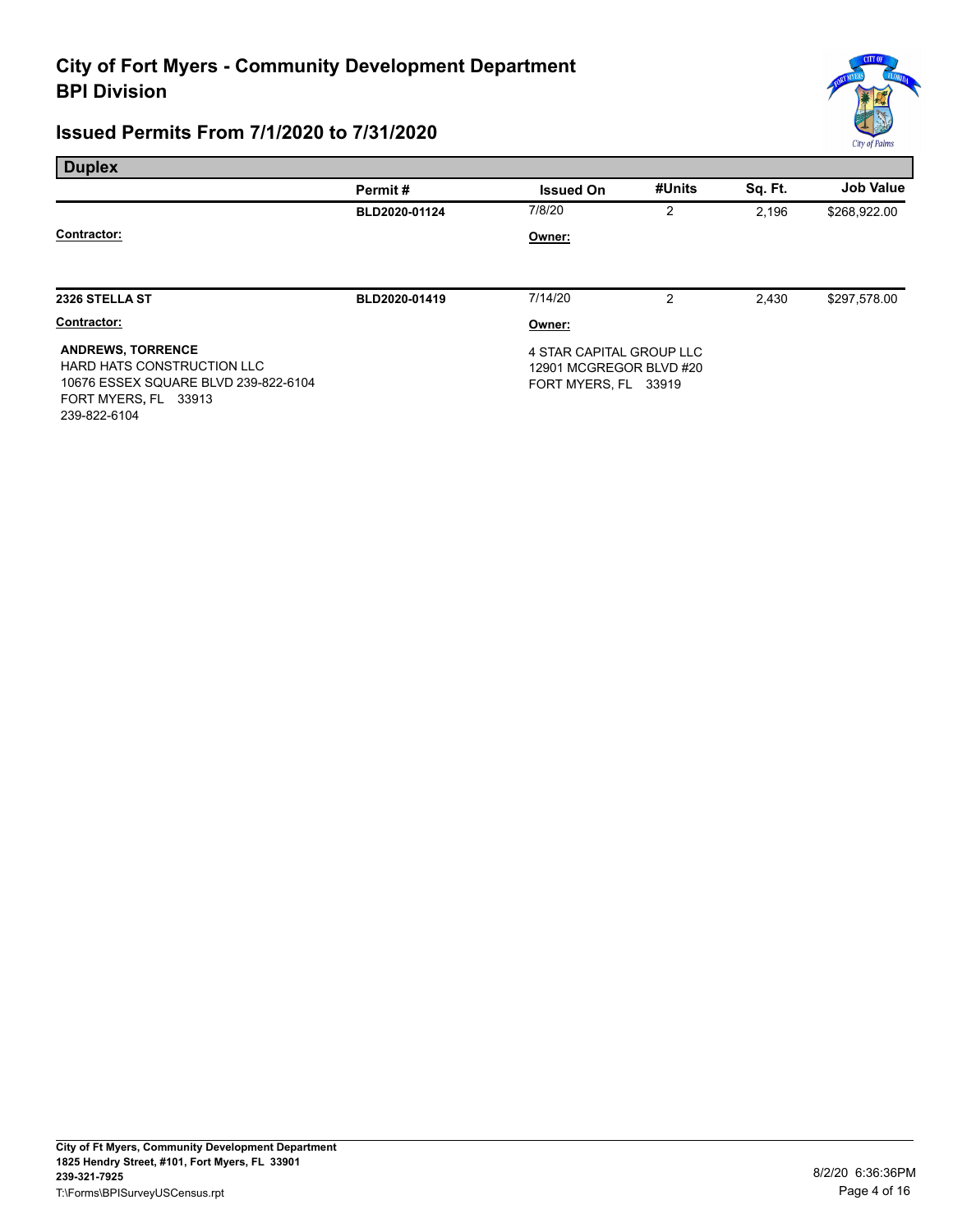# City of Fort Myers - Community Development Department
# BPI Division

## Issued Permits From 7/1/2020 to 7/31/2020

### Duplex

| | Permit # | Issued On | #Units | Sq. Ft. | Job Value |
|---|---|---|---|---|---|
| | BLD2020-01124 | 7/8/20 | 2 | 2,196 | $268,922.00 |

**Contractor:**

**Owner:**

| | Permit # | Issued On | #Units | Sq. Ft. | Job Value |
|---|---|---|---|---|---|
| **2326 STELLA ST** | BLD2020-01419 | 7/14/20 | 2 | 2,430 | $297,578.00 |

**Contractor:**

**ANDREWS, TORRENCE**
HARD HATS CONSTRUCTION LLC
10676 ESSEX SQUARE BLVD 239-822-6104
FORT MYERS, FL 33913
239-822-6104

**Owner:**

4 STAR CAPITAL GROUP LLC
12901 MCGREGOR BLVD #20
FORT MYERS, FL 33919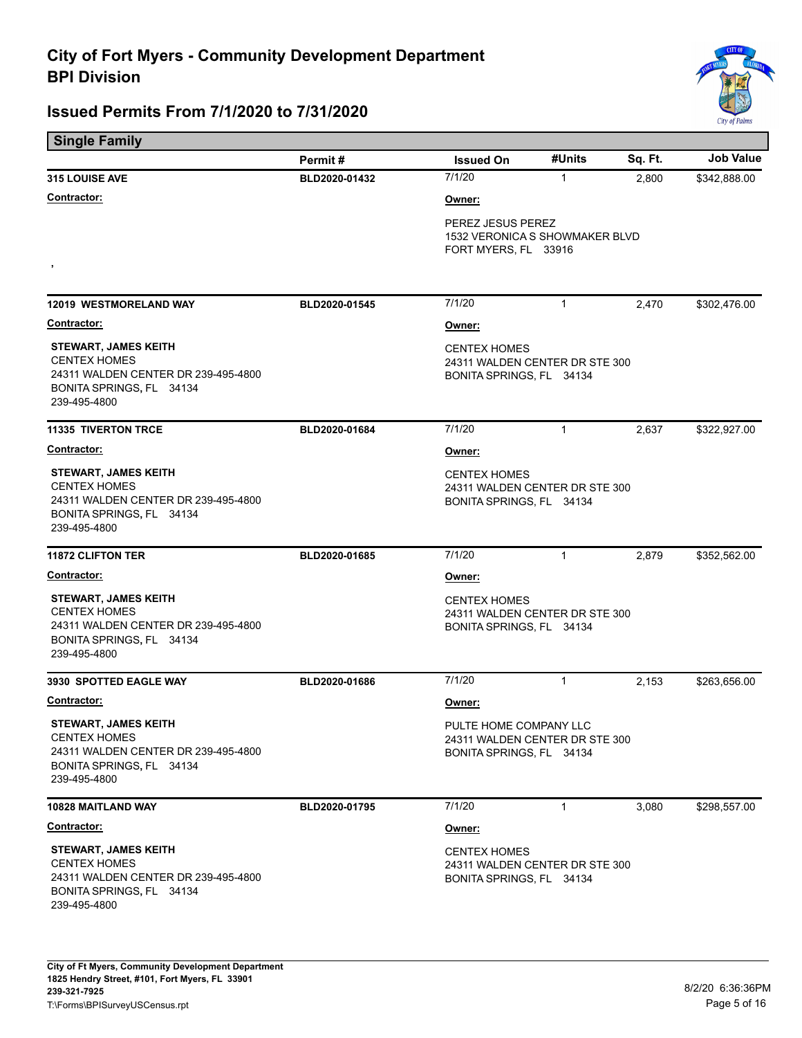# City of Fort Myers - Community Development Department
## BPI Division

## Issued Permits From 7/1/2020 to 7/31/2020

### Single Family

| | Permit # | Issued On | #Units | Sq. Ft. | Job Value |
|---|---|---|---|---|---|
| **315 LOUISE AVE** | BLD2020-01432 | 7/1/20 | 1 | 2,800 | $342,888.00 |

**Contractor:**

,

**Owner:**

PEREZ JESUS PEREZ
1532 VERONICA S SHOWMAKER BLVD
FORT MYERS, FL 33916

| | Permit # | Issued On | #Units | Sq. Ft. | Job Value |
|---|---|---|---|---|---|
| **12019 WESTMORELAND WAY** | BLD2020-01545 | 7/1/20 | 1 | 2,470 | $302,476.00 |

**Contractor:**

**STEWART, JAMES KEITH**
CENTEX HOMES
24311 WALDEN CENTER DR 239-495-4800
BONITA SPRINGS, FL 34134
239-495-4800

**Owner:**

CENTEX HOMES
24311 WALDEN CENTER DR STE 300
BONITA SPRINGS, FL 34134

| | Permit # | Issued On | #Units | Sq. Ft. | Job Value |
|---|---|---|---|---|---|
| **11335 TIVERTON TRCE** | BLD2020-01684 | 7/1/20 | 1 | 2,637 | $322,927.00 |

**Contractor:**

**STEWART, JAMES KEITH**
CENTEX HOMES
24311 WALDEN CENTER DR 239-495-4800
BONITA SPRINGS, FL 34134
239-495-4800

**Owner:**

CENTEX HOMES
24311 WALDEN CENTER DR STE 300
BONITA SPRINGS, FL 34134

| | Permit # | Issued On | #Units | Sq. Ft. | Job Value |
|---|---|---|---|---|---|
| **11872 CLIFTON TER** | BLD2020-01685 | 7/1/20 | 1 | 2,879 | $352,562.00 |

**Contractor:**

**STEWART, JAMES KEITH**
CENTEX HOMES
24311 WALDEN CENTER DR 239-495-4800
BONITA SPRINGS, FL 34134
239-495-4800

**Owner:**

CENTEX HOMES
24311 WALDEN CENTER DR STE 300
BONITA SPRINGS, FL 34134

| | Permit # | Issued On | #Units | Sq. Ft. | Job Value |
|---|---|---|---|---|---|
| **3930 SPOTTED EAGLE WAY** | BLD2020-01686 | 7/1/20 | 1 | 2,153 | $263,656.00 |

**Contractor:**

**STEWART, JAMES KEITH**
CENTEX HOMES
24311 WALDEN CENTER DR 239-495-4800
BONITA SPRINGS, FL 34134
239-495-4800

**Owner:**

PULTE HOME COMPANY LLC
24311 WALDEN CENTER DR STE 300
BONITA SPRINGS, FL 34134

| | Permit # | Issued On | #Units | Sq. Ft. | Job Value |
|---|---|---|---|---|---|
| **10828 MAITLAND WAY** | BLD2020-01795 | 7/1/20 | 1 | 3,080 | $298,557.00 |

**Contractor:**

**STEWART, JAMES KEITH**
CENTEX HOMES
24311 WALDEN CENTER DR 239-495-4800
BONITA SPRINGS, FL 34134
239-495-4800

**Owner:**

CENTEX HOMES
24311 WALDEN CENTER DR STE 300
BONITA SPRINGS, FL 34134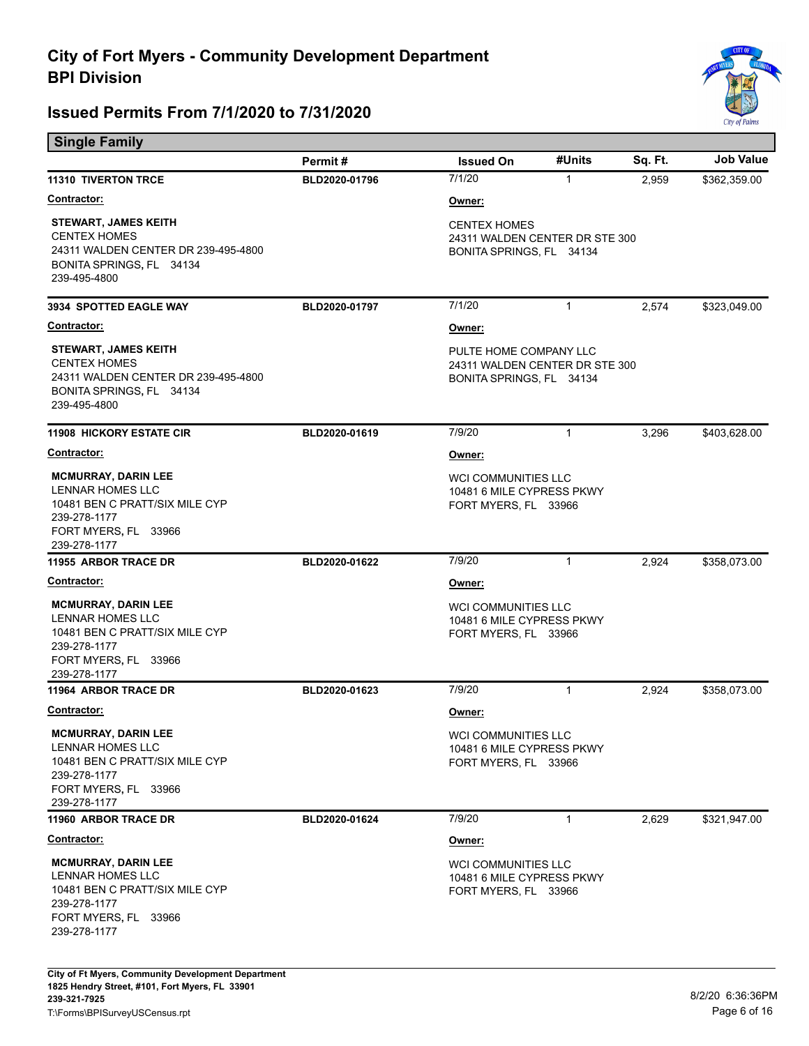# City of Fort Myers - Community Development Department
# BPI Division

## Issued Permits From 7/1/2020 to 7/31/2020

### Single Family

| | Permit # | Issued On | #Units | Sq. Ft. | Job Value |
|---|---|---|---|---|---|
| **11310 TIVERTON TRCE** | BLD2020-01796 | 7/1/20 | 1 | 2,959 | $362,359.00 |
| **3934 SPOTTED EAGLE WAY** | BLD2020-01797 | 7/1/20 | 1 | 2,574 | $323,049.00 |
| **11908 HICKORY ESTATE CIR** | BLD2020-01619 | 7/9/20 | 1 | 3,296 | $403,628.00 |
| **11955 ARBOR TRACE DR** | BLD2020-01622 | 7/9/20 | 1 | 2,924 | $358,073.00 |
| **11964 ARBOR TRACE DR** | BLD2020-01623 | 7/9/20 | 1 | 2,924 | $358,073.00 |
| **11960 ARBOR TRACE DR** | BLD2020-01624 | 7/9/20 | 1 | 2,629 | $321,947.00 |

**11310 TIVERTON TRCE** — BLD2020-01796

**Contractor:**
STEWART, JAMES KEITH
CENTEX HOMES
24311 WALDEN CENTER DR 239-495-4800
BONITA SPRINGS, FL 34134
239-495-4800

**Owner:**
CENTEX HOMES
24311 WALDEN CENTER DR STE 300
BONITA SPRINGS, FL 34134

**3934 SPOTTED EAGLE WAY** — BLD2020-01797

**Contractor:**
STEWART, JAMES KEITH
CENTEX HOMES
24311 WALDEN CENTER DR 239-495-4800
BONITA SPRINGS, FL 34134
239-495-4800

**Owner:**
PULTE HOME COMPANY LLC
24311 WALDEN CENTER DR STE 300
BONITA SPRINGS, FL 34134

**11908 HICKORY ESTATE CIR** — BLD2020-01619

**Contractor:**
MCMURRAY, DARIN LEE
LENNAR HOMES LLC
10481 BEN C PRATT/SIX MILE CYP
239-278-1177
FORT MYERS, FL 33966
239-278-1177

**Owner:**
WCI COMMUNITIES LLC
10481 6 MILE CYPRESS PKWY
FORT MYERS, FL 33966

**11955 ARBOR TRACE DR** — BLD2020-01622

**Contractor:**
MCMURRAY, DARIN LEE
LENNAR HOMES LLC
10481 BEN C PRATT/SIX MILE CYP
239-278-1177
FORT MYERS, FL 33966
239-278-1177

**Owner:**
WCI COMMUNITIES LLC
10481 6 MILE CYPRESS PKWY
FORT MYERS, FL 33966

**11964 ARBOR TRACE DR** — BLD2020-01623

**Contractor:**
MCMURRAY, DARIN LEE
LENNAR HOMES LLC
10481 BEN C PRATT/SIX MILE CYP
239-278-1177
FORT MYERS, FL 33966
239-278-1177

**Owner:**
WCI COMMUNITIES LLC
10481 6 MILE CYPRESS PKWY
FORT MYERS, FL 33966

**11960 ARBOR TRACE DR** — BLD2020-01624

**Contractor:**
MCMURRAY, DARIN LEE
LENNAR HOMES LLC
10481 BEN C PRATT/SIX MILE CYP
239-278-1177
FORT MYERS, FL 33966
239-278-1177

**Owner:**
WCI COMMUNITIES LLC
10481 6 MILE CYPRESS PKWY
FORT MYERS, FL 33966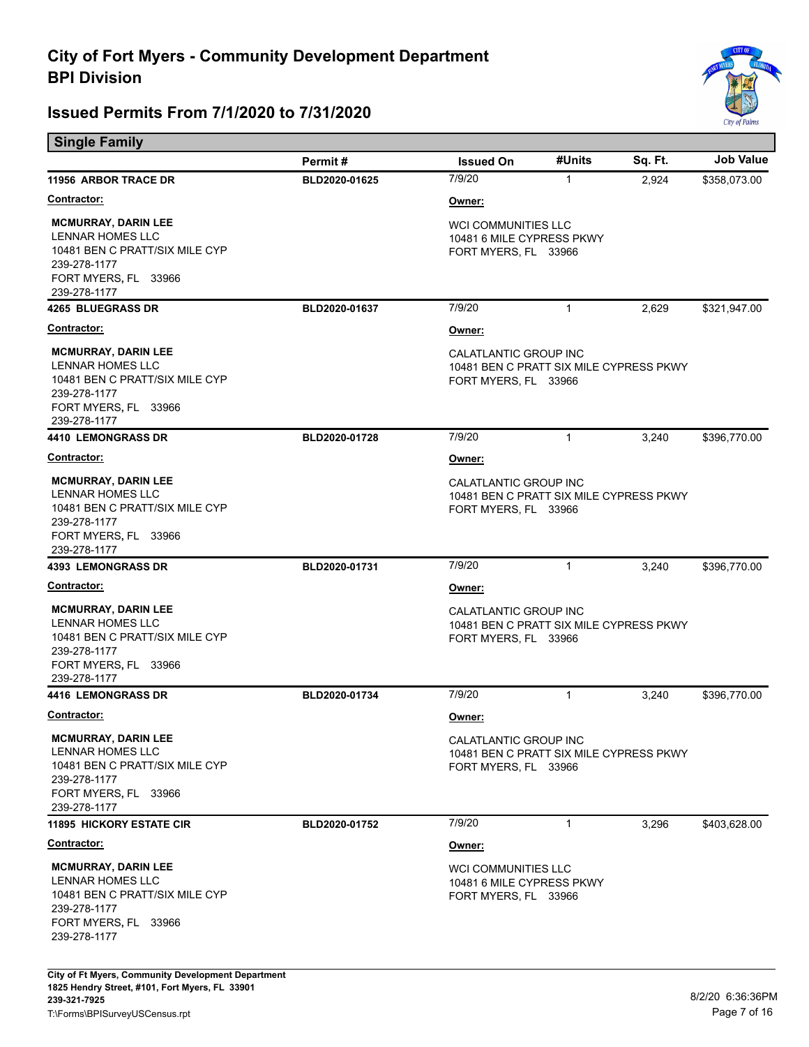# City of Fort Myers - Community Development Department
# BPI Division

## Issued Permits From 7/1/2020 to 7/31/2020

### Single Family

| | Permit # | Issued On | #Units | Sq. Ft. | Job Value |
|---|---|---|---|---|---|
| **11956 ARBOR TRACE DR** | **BLD2020-01625** | 7/9/20 | 1 | 2,924 | $358,073.00 |
| **4265 BLUEGRASS DR** | **BLD2020-01637** | 7/9/20 | 1 | 2,629 | $321,947.00 |
| **4410 LEMONGRASS DR** | **BLD2020-01728** | 7/9/20 | 1 | 3,240 | $396,770.00 |
| **4393 LEMONGRASS DR** | **BLD2020-01731** | 7/9/20 | 1 | 3,240 | $396,770.00 |
| **4416 LEMONGRASS DR** | **BLD2020-01734** | 7/9/20 | 1 | 3,240 | $396,770.00 |
| **11895 HICKORY ESTATE CIR** | **BLD2020-01752** | 7/9/20 | 1 | 3,296 | $403,628.00 |

**11956 ARBOR TRACE DR** — BLD2020-01625

**Contractor:**
**MCMURRAY, DARIN LEE**
LENNAR HOMES LLC
10481 BEN C PRATT/SIX MILE CYP
239-278-1177
FORT MYERS, FL 33966
239-278-1177

**Owner:**
WCI COMMUNITIES LLC
10481 6 MILE CYPRESS PKWY
FORT MYERS, FL 33966

**4265 BLUEGRASS DR** — BLD2020-01637

**Contractor:**
**MCMURRAY, DARIN LEE**
LENNAR HOMES LLC
10481 BEN C PRATT/SIX MILE CYP
239-278-1177
FORT MYERS, FL 33966
239-278-1177

**Owner:**
CALATLANTIC GROUP INC
10481 BEN C PRATT SIX MILE CYPRESS PKWY
FORT MYERS, FL 33966

**4410 LEMONGRASS DR** — BLD2020-01728

**Contractor:**
**MCMURRAY, DARIN LEE**
LENNAR HOMES LLC
10481 BEN C PRATT/SIX MILE CYP
239-278-1177
FORT MYERS, FL 33966
239-278-1177

**Owner:**
CALATLANTIC GROUP INC
10481 BEN C PRATT SIX MILE CYPRESS PKWY
FORT MYERS, FL 33966

**4393 LEMONGRASS DR** — BLD2020-01731

**Contractor:**
**MCMURRAY, DARIN LEE**
LENNAR HOMES LLC
10481 BEN C PRATT/SIX MILE CYP
239-278-1177
FORT MYERS, FL 33966
239-278-1177

**Owner:**
CALATLANTIC GROUP INC
10481 BEN C PRATT SIX MILE CYPRESS PKWY
FORT MYERS, FL 33966

**4416 LEMONGRASS DR** — BLD2020-01734

**Contractor:**
**MCMURRAY, DARIN LEE**
LENNAR HOMES LLC
10481 BEN C PRATT/SIX MILE CYP
239-278-1177
FORT MYERS, FL 33966
239-278-1177

**Owner:**
CALATLANTIC GROUP INC
10481 BEN C PRATT SIX MILE CYPRESS PKWY
FORT MYERS, FL 33966

**11895 HICKORY ESTATE CIR** — BLD2020-01752

**Contractor:**
**MCMURRAY, DARIN LEE**
LENNAR HOMES LLC
10481 BEN C PRATT/SIX MILE CYP
239-278-1177
FORT MYERS, FL 33966
239-278-1177

**Owner:**
WCI COMMUNITIES LLC
10481 6 MILE CYPRESS PKWY
FORT MYERS, FL 33966

**City of Ft Myers, Community Development Department**
**1825 Hendry Street, #101, Fort Myers, FL 33901**
**239-321-7925**
T:\Forms\BPISurveyUSCensus.rpt

8/2/20 6:36:36PM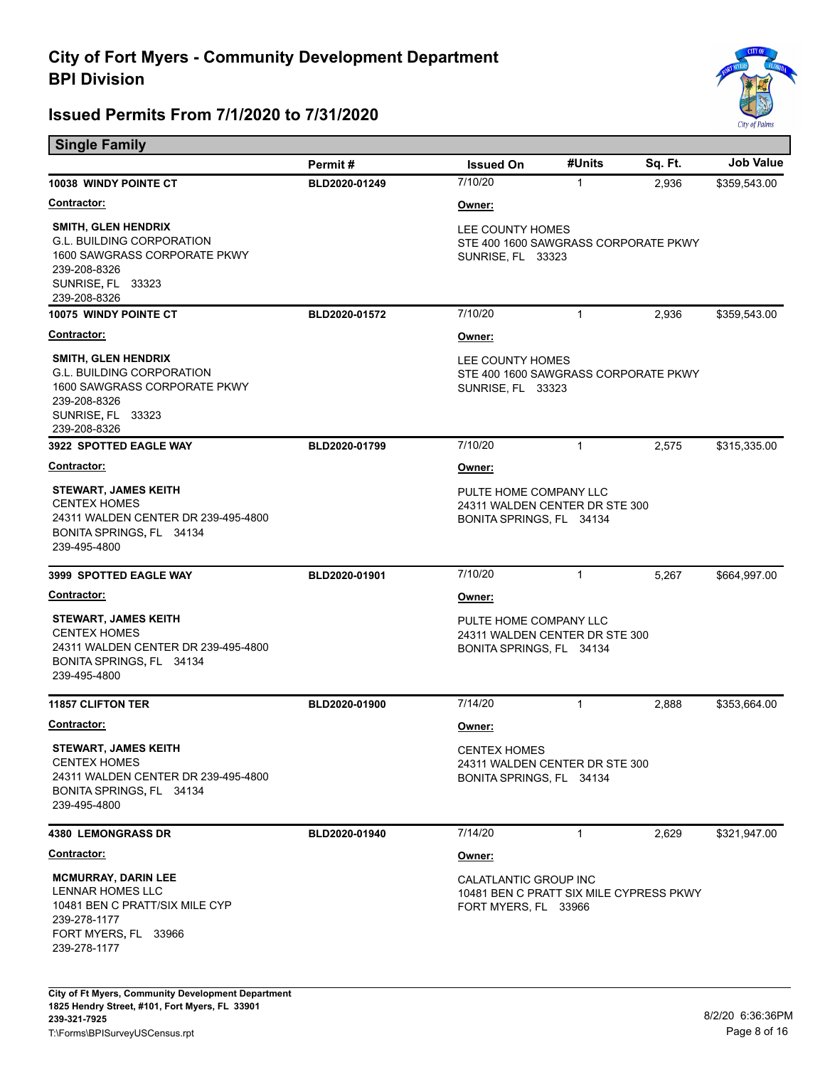# City of Fort Myers - Community Development Department
# BPI Division

## Issued Permits From 7/1/2020 to 7/31/2020

### Single Family

| | Permit # | Issued On | #Units | Sq. Ft. | Job Value |
|---|---|---|---|---|---|
| **10038 WINDY POINTE CT** | BLD2020-01249 | 7/10/20 | 1 | 2,936 | $359,543.00 |

**Contractor:**
**SMITH, GLEN HENDRIX**
G.L. BUILDING CORPORATION
1600 SAWGRASS CORPORATE PKWY
239-208-8326
SUNRISE, FL 33323
239-208-8326

**Owner:**
LEE COUNTY HOMES
STE 400 1600 SAWGRASS CORPORATE PKWY
SUNRISE, FL 33323

| | Permit # | Issued On | #Units | Sq. Ft. | Job Value |
|---|---|---|---|---|---|
| **10075 WINDY POINTE CT** | BLD2020-01572 | 7/10/20 | 1 | 2,936 | $359,543.00 |

**Contractor:**
**SMITH, GLEN HENDRIX**
G.L. BUILDING CORPORATION
1600 SAWGRASS CORPORATE PKWY
239-208-8326
SUNRISE, FL 33323
239-208-8326

**Owner:**
LEE COUNTY HOMES
STE 400 1600 SAWGRASS CORPORATE PKWY
SUNRISE, FL 33323

| | Permit # | Issued On | #Units | Sq. Ft. | Job Value |
|---|---|---|---|---|---|
| **3922 SPOTTED EAGLE WAY** | BLD2020-01799 | 7/10/20 | 1 | 2,575 | $315,335.00 |

**Contractor:**
**STEWART, JAMES KEITH**
CENTEX HOMES
24311 WALDEN CENTER DR 239-495-4800
BONITA SPRINGS, FL 34134
239-495-4800

**Owner:**
PULTE HOME COMPANY LLC
24311 WALDEN CENTER DR STE 300
BONITA SPRINGS, FL 34134

| | Permit # | Issued On | #Units | Sq. Ft. | Job Value |
|---|---|---|---|---|---|
| **3999 SPOTTED EAGLE WAY** | BLD2020-01901 | 7/10/20 | 1 | 5,267 | $664,997.00 |

**Contractor:**
**STEWART, JAMES KEITH**
CENTEX HOMES
24311 WALDEN CENTER DR 239-495-4800
BONITA SPRINGS, FL 34134
239-495-4800

**Owner:**
PULTE HOME COMPANY LLC
24311 WALDEN CENTER DR STE 300
BONITA SPRINGS, FL 34134

| | Permit # | Issued On | #Units | Sq. Ft. | Job Value |
|---|---|---|---|---|---|
| **11857 CLIFTON TER** | BLD2020-01900 | 7/14/20 | 1 | 2,888 | $353,664.00 |

**Contractor:**
**STEWART, JAMES KEITH**
CENTEX HOMES
24311 WALDEN CENTER DR 239-495-4800
BONITA SPRINGS, FL 34134
239-495-4800

**Owner:**
CENTEX HOMES
24311 WALDEN CENTER DR STE 300
BONITA SPRINGS, FL 34134

| | Permit # | Issued On | #Units | Sq. Ft. | Job Value |
|---|---|---|---|---|---|
| **4380 LEMONGRASS DR** | BLD2020-01940 | 7/14/20 | 1 | 2,629 | $321,947.00 |

**Contractor:**
**MCMURRAY, DARIN LEE**
LENNAR HOMES LLC
10481 BEN C PRATT/SIX MILE CYP
239-278-1177
FORT MYERS, FL 33966
239-278-1177

**Owner:**
CALATLANTIC GROUP INC
10481 BEN C PRATT SIX MILE CYPRESS PKWY
FORT MYERS, FL 33966

City of Ft Myers, Community Development Department
1825 Hendry Street, #101, Fort Myers, FL 33901
239-321-7925
T:\Forms\BPISurveyUSCensus.rpt

8/2/20 6:36:36PM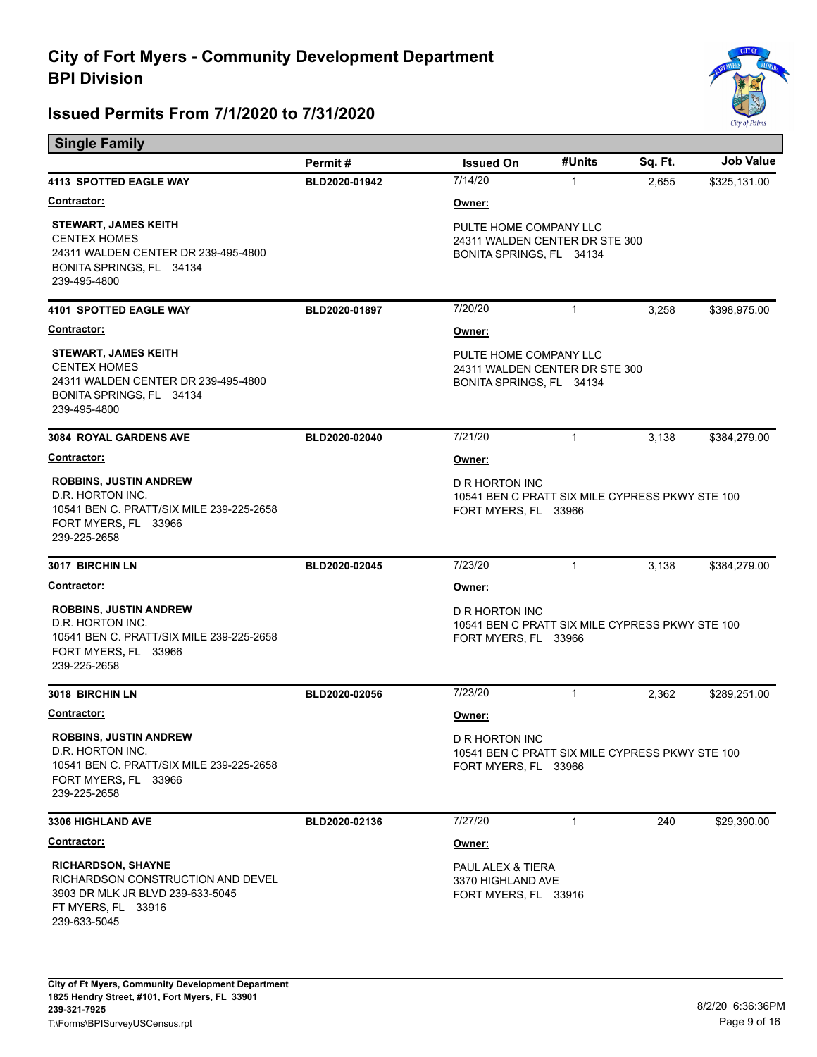# City of Fort Myers - Community Development Department
## BPI Division

## Issued Permits From 7/1/2020 to 7/31/2020

### Single Family

| Address | Permit # | Issued On | #Units | Sq. Ft. | Job Value |
|---|---|---|---|---|---|
| 4113 SPOTTED EAGLE WAY | BLD2020-01942 | 7/14/20 | 1 | 2,655 | $325,131.00 |

**Contractor:**

**STEWART, JAMES KEITH**
CENTEX HOMES
24311 WALDEN CENTER DR 239-495-4800
BONITA SPRINGS, FL 34134
239-495-4800

**Owner:**

PULTE HOME COMPANY LLC
24311 WALDEN CENTER DR STE 300
BONITA SPRINGS, FL 34134

| Address | Permit # | Issued On | #Units | Sq. Ft. | Job Value |
|---|---|---|---|---|---|
| 4101 SPOTTED EAGLE WAY | BLD2020-01897 | 7/20/20 | 1 | 3,258 | $398,975.00 |

**Contractor:**

**STEWART, JAMES KEITH**
CENTEX HOMES
24311 WALDEN CENTER DR 239-495-4800
BONITA SPRINGS, FL 34134
239-495-4800

**Owner:**

PULTE HOME COMPANY LLC
24311 WALDEN CENTER DR STE 300
BONITA SPRINGS, FL 34134

| Address | Permit # | Issued On | #Units | Sq. Ft. | Job Value |
|---|---|---|---|---|---|
| 3084 ROYAL GARDENS AVE | BLD2020-02040 | 7/21/20 | 1 | 3,138 | $384,279.00 |

**Contractor:**

**ROBBINS, JUSTIN ANDREW**
D.R. HORTON INC.
10541 BEN C. PRATT/SIX MILE 239-225-2658
FORT MYERS, FL 33966
239-225-2658

**Owner:**

D R HORTON INC
10541 BEN C PRATT SIX MILE CYPRESS PKWY STE 100
FORT MYERS, FL 33966

| Address | Permit # | Issued On | #Units | Sq. Ft. | Job Value |
|---|---|---|---|---|---|
| 3017 BIRCHIN LN | BLD2020-02045 | 7/23/20 | 1 | 3,138 | $384,279.00 |

**Contractor:**

**ROBBINS, JUSTIN ANDREW**
D.R. HORTON INC.
10541 BEN C. PRATT/SIX MILE 239-225-2658
FORT MYERS, FL 33966
239-225-2658

**Owner:**

D R HORTON INC
10541 BEN C PRATT SIX MILE CYPRESS PKWY STE 100
FORT MYERS, FL 33966

| Address | Permit # | Issued On | #Units | Sq. Ft. | Job Value |
|---|---|---|---|---|---|
| 3018 BIRCHIN LN | BLD2020-02056 | 7/23/20 | 1 | 2,362 | $289,251.00 |

**Contractor:**

**ROBBINS, JUSTIN ANDREW**
D.R. HORTON INC.
10541 BEN C. PRATT/SIX MILE 239-225-2658
FORT MYERS, FL 33966
239-225-2658

**Owner:**

D R HORTON INC
10541 BEN C PRATT SIX MILE CYPRESS PKWY STE 100
FORT MYERS, FL 33966

| Address | Permit # | Issued On | #Units | Sq. Ft. | Job Value |
|---|---|---|---|---|---|
| 3306 HIGHLAND AVE | BLD2020-02136 | 7/27/20 | 1 | 240 | $29,390.00 |

**Contractor:**

**RICHARDSON, SHAYNE**
RICHARDSON CONSTRUCTION AND DEVEL
3903 DR MLK JR BLVD 239-633-5045
FT MYERS, FL 33916
239-633-5045

**Owner:**

PAUL ALEX & TIERA
3370 HIGHLAND AVE
FORT MYERS, FL 33916

City of Ft Myers, Community Development Department
1825 Hendry Street, #101, Fort Myers, FL 33901
239-321-7925
T:\Forms\BPISurveyUSCensus.rpt

8/2/20 6:36:36PM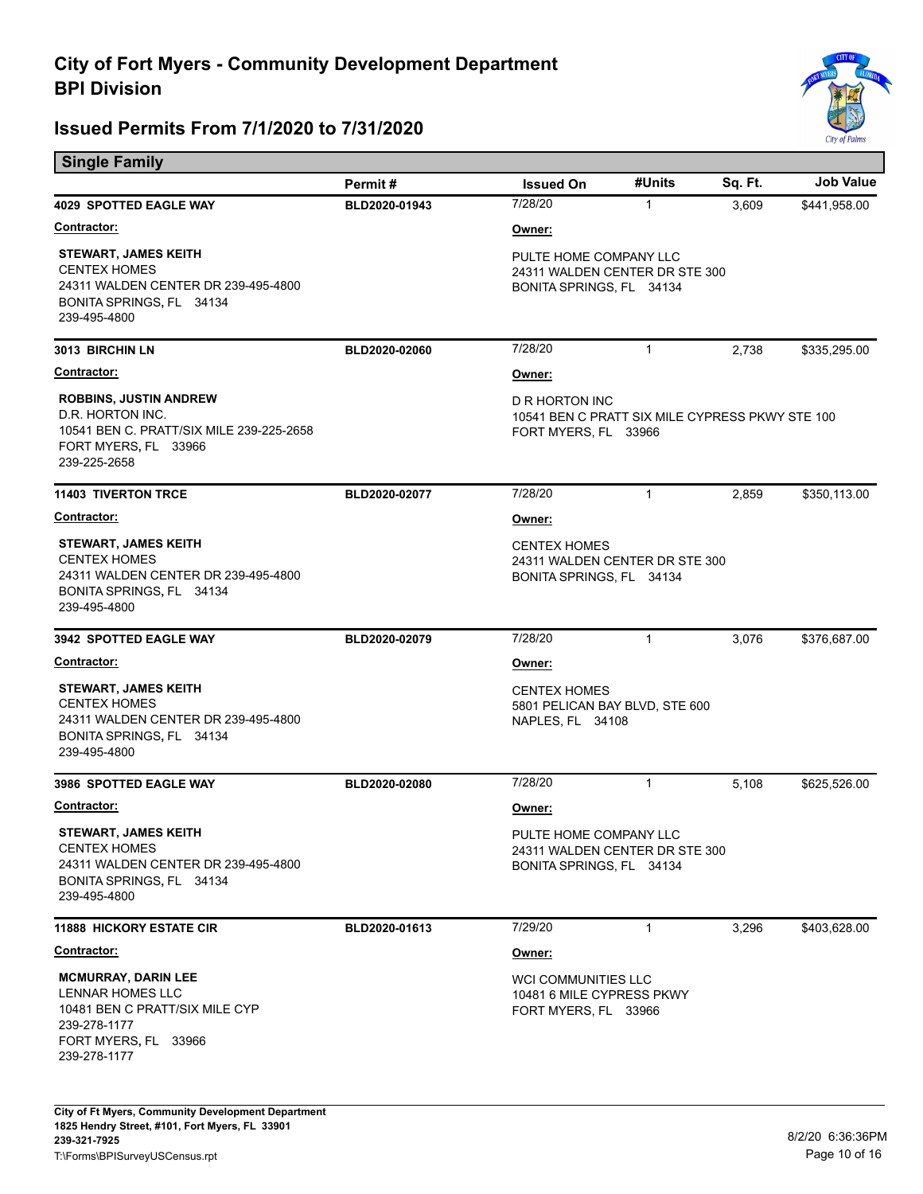# City of Fort Myers - Community Development Department
## BPI Division

## Issued Permits From 7/1/2020 to 7/31/2020

### Single Family

| | Permit # | Issued On | #Units | Sq. Ft. | Job Value |
|---|---|---|---|---|---|
| **4029 SPOTTED EAGLE WAY** | BLD2020-01943 | 7/28/20 | 1 | 3,609 | $441,958.00 |
| **3013 BIRCHIN LN** | BLD2020-02060 | 7/28/20 | 1 | 2,738 | $335,295.00 |
| **11403 TIVERTON TRCE** | BLD2020-02077 | 7/28/20 | 1 | 2,859 | $350,113.00 |
| **3942 SPOTTED EAGLE WAY** | BLD2020-02079 | 7/28/20 | 1 | 3,076 | $376,687.00 |
| **3986 SPOTTED EAGLE WAY** | BLD2020-02080 | 7/28/20 | 1 | 5,108 | $625,526.00 |
| **11888 HICKORY ESTATE CIR** | BLD2020-01613 | 7/29/20 | 1 | 3,296 | $403,628.00 |

**4029 SPOTTED EAGLE WAY** — BLD2020-01943

**Contractor:**
STEWART, JAMES KEITH
CENTEX HOMES
24311 WALDEN CENTER DR 239-495-4800
BONITA SPRINGS, FL 34134
239-495-4800

**Owner:**
PULTE HOME COMPANY LLC
24311 WALDEN CENTER DR STE 300
BONITA SPRINGS, FL 34134

**3013 BIRCHIN LN** — BLD2020-02060

**Contractor:**
ROBBINS, JUSTIN ANDREW
D.R. HORTON INC.
10541 BEN C. PRATT/SIX MILE 239-225-2658
FORT MYERS, FL 33966
239-225-2658

**Owner:**
D R HORTON INC
10541 BEN C PRATT SIX MILE CYPRESS PKWY STE 100
FORT MYERS, FL 33966

**11403 TIVERTON TRCE** — BLD2020-02077

**Contractor:**
STEWART, JAMES KEITH
CENTEX HOMES
24311 WALDEN CENTER DR 239-495-4800
BONITA SPRINGS, FL 34134
239-495-4800

**Owner:**
CENTEX HOMES
24311 WALDEN CENTER DR STE 300
BONITA SPRINGS, FL 34134

**3942 SPOTTED EAGLE WAY** — BLD2020-02079

**Contractor:**
STEWART, JAMES KEITH
CENTEX HOMES
24311 WALDEN CENTER DR 239-495-4800
BONITA SPRINGS, FL 34134
239-495-4800

**Owner:**
CENTEX HOMES
5801 PELICAN BAY BLVD, STE 600
NAPLES, FL 34108

**3986 SPOTTED EAGLE WAY** — BLD2020-02080

**Contractor:**
STEWART, JAMES KEITH
CENTEX HOMES
24311 WALDEN CENTER DR 239-495-4800
BONITA SPRINGS, FL 34134
239-495-4800

**Owner:**
PULTE HOME COMPANY LLC
24311 WALDEN CENTER DR STE 300
BONITA SPRINGS, FL 34134

**11888 HICKORY ESTATE CIR** — BLD2020-01613

**Contractor:**
MCMURRAY, DARIN LEE
LENNAR HOMES LLC
10481 BEN C PRATT/SIX MILE CYP
239-278-1177
FORT MYERS, FL 33966
239-278-1177

**Owner:**
WCI COMMUNITIES LLC
10481 6 MILE CYPRESS PKWY
FORT MYERS, FL 33966

City of Ft Myers, Community Development Department
1825 Hendry Street, #101, Fort Myers, FL 33901
239-321-7925
T:\Forms\BPISurveyUSCensus.rpt

8/2/20 6:36:36PM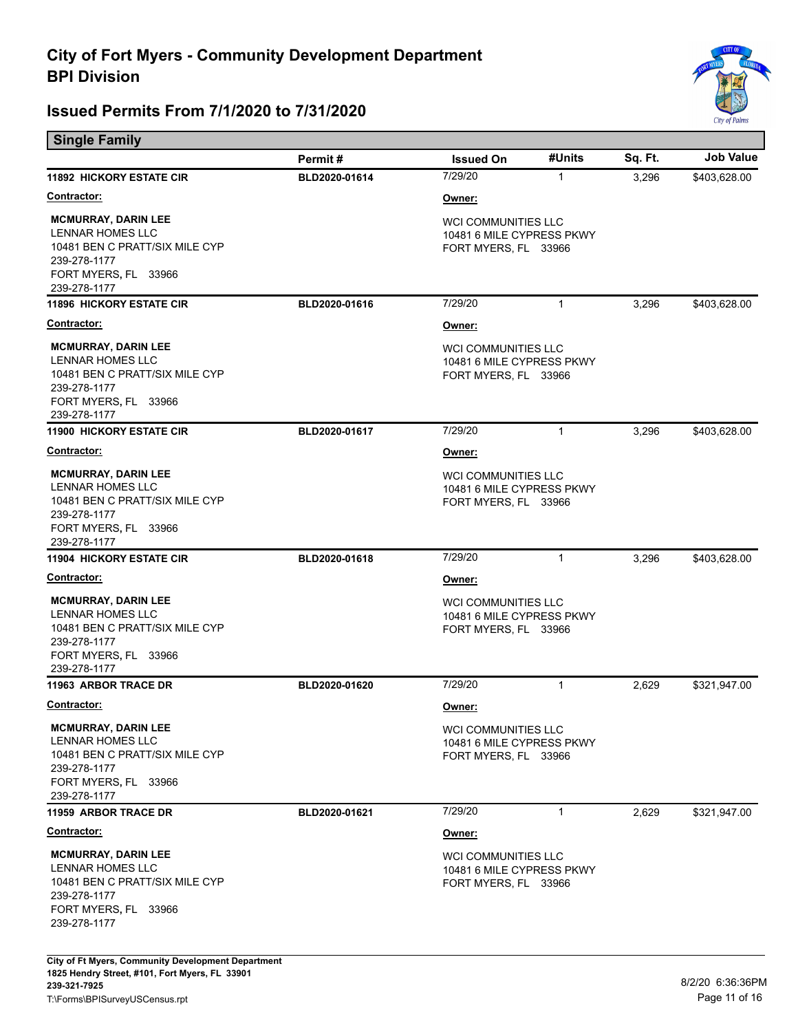# City of Fort Myers - Community Development Department
## BPI Division

## Issued Permits From 7/1/2020 to 7/31/2020

### Single Family

| Address | Permit # | Issued On | #Units | Sq. Ft. | Job Value |
|---|---|---|---|---|---|
| **11892 HICKORY ESTATE CIR** | BLD2020-01614 | 7/29/20 | 1 | 3,296 | $403,628.00 |
| **11896 HICKORY ESTATE CIR** | BLD2020-01616 | 7/29/20 | 1 | 3,296 | $403,628.00 |
| **11900 HICKORY ESTATE CIR** | BLD2020-01617 | 7/29/20 | 1 | 3,296 | $403,628.00 |
| **11904 HICKORY ESTATE CIR** | BLD2020-01618 | 7/29/20 | 1 | 3,296 | $403,628.00 |
| **11963 ARBOR TRACE DR** | BLD2020-01620 | 7/29/20 | 1 | 2,629 | $321,947.00 |
| **11959 ARBOR TRACE DR** | BLD2020-01621 | 7/29/20 | 1 | 2,629 | $321,947.00 |

For each permit above:

**Contractor:**

**MCMURRAY, DARIN LEE**
LENNAR HOMES LLC
10481 BEN C PRATT/SIX MILE CYP
239-278-1177
FORT MYERS, FL 33966
239-278-1177

**Owner:**

WCI COMMUNITIES LLC
10481 6 MILE CYPRESS PKWY
FORT MYERS, FL 33966

City of Ft Myers, Community Development Department
1825 Hendry Street, #101, Fort Myers, FL 33901
239-321-7925
T:\Forms\BPISurveyUSCensus.rpt

8/2/20 6:36:36PM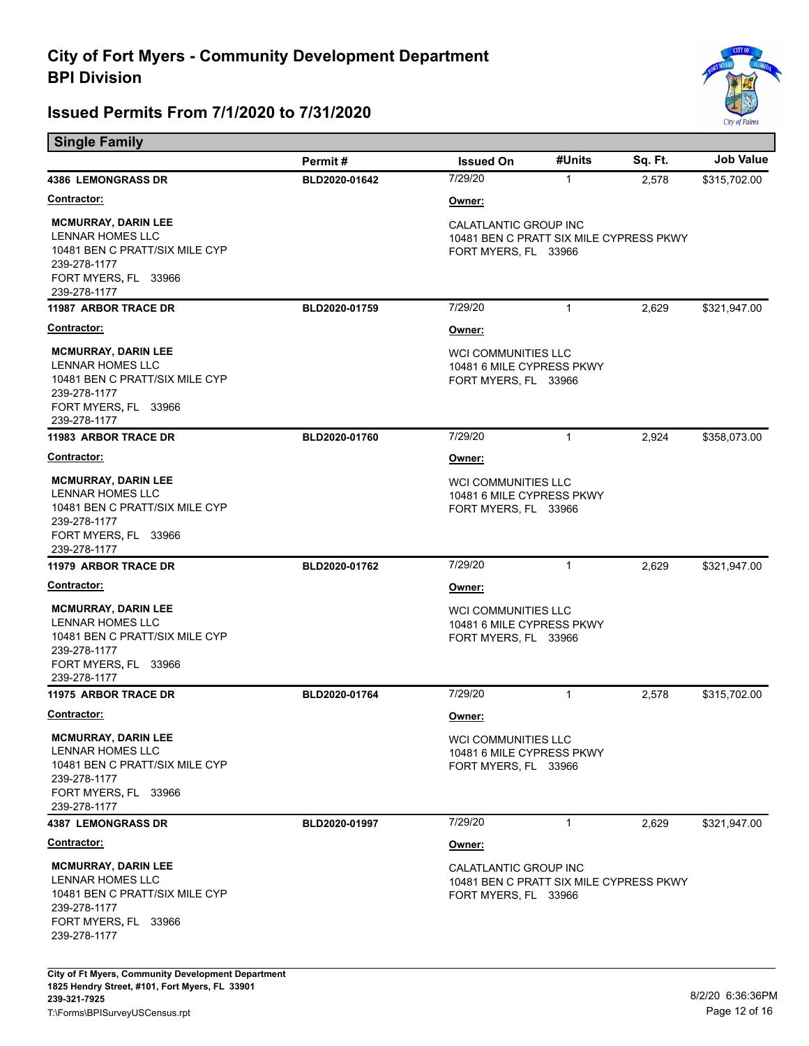# City of Fort Myers - Community Development Department
## BPI Division

## Issued Permits From 7/1/2020 to 7/31/2020

### Single Family

| | Permit # | Issued On | #Units | Sq. Ft. | Job Value |
|---|---|---|---|---|---|
| **4386 LEMONGRASS DR** | BLD2020-01642 | 7/29/20 | 1 | 2,578 | $315,702.00 |

**Contractor:**
**MCMURRAY, DARIN LEE**
LENNAR HOMES LLC
10481 BEN C PRATT/SIX MILE CYP
239-278-1177
FORT MYERS, FL 33966
239-278-1177

**Owner:**
CALATLANTIC GROUP INC
10481 BEN C PRATT SIX MILE CYPRESS PKWY
FORT MYERS, FL 33966

| | Permit # | Issued On | #Units | Sq. Ft. | Job Value |
|---|---|---|---|---|---|
| **11987 ARBOR TRACE DR** | BLD2020-01759 | 7/29/20 | 1 | 2,629 | $321,947.00 |

**Contractor:**
**MCMURRAY, DARIN LEE**
LENNAR HOMES LLC
10481 BEN C PRATT/SIX MILE CYP
239-278-1177
FORT MYERS, FL 33966
239-278-1177

**Owner:**
WCI COMMUNITIES LLC
10481 6 MILE CYPRESS PKWY
FORT MYERS, FL 33966

| | Permit # | Issued On | #Units | Sq. Ft. | Job Value |
|---|---|---|---|---|---|
| **11983 ARBOR TRACE DR** | BLD2020-01760 | 7/29/20 | 1 | 2,924 | $358,073.00 |

**Contractor:**
**MCMURRAY, DARIN LEE**
LENNAR HOMES LLC
10481 BEN C PRATT/SIX MILE CYP
239-278-1177
FORT MYERS, FL 33966
239-278-1177

**Owner:**
WCI COMMUNITIES LLC
10481 6 MILE CYPRESS PKWY
FORT MYERS, FL 33966

| | Permit # | Issued On | #Units | Sq. Ft. | Job Value |
|---|---|---|---|---|---|
| **11979 ARBOR TRACE DR** | BLD2020-01762 | 7/29/20 | 1 | 2,629 | $321,947.00 |

**Contractor:**
**MCMURRAY, DARIN LEE**
LENNAR HOMES LLC
10481 BEN C PRATT/SIX MILE CYP
239-278-1177
FORT MYERS, FL 33966
239-278-1177

**Owner:**
WCI COMMUNITIES LLC
10481 6 MILE CYPRESS PKWY
FORT MYERS, FL 33966

| | Permit # | Issued On | #Units | Sq. Ft. | Job Value |
|---|---|---|---|---|---|
| **11975 ARBOR TRACE DR** | BLD2020-01764 | 7/29/20 | 1 | 2,578 | $315,702.00 |

**Contractor:**
**MCMURRAY, DARIN LEE**
LENNAR HOMES LLC
10481 BEN C PRATT/SIX MILE CYP
239-278-1177
FORT MYERS, FL 33966
239-278-1177

**Owner:**
WCI COMMUNITIES LLC
10481 6 MILE CYPRESS PKWY
FORT MYERS, FL 33966

| | Permit # | Issued On | #Units | Sq. Ft. | Job Value |
|---|---|---|---|---|---|
| **4387 LEMONGRASS DR** | BLD2020-01997 | 7/29/20 | 1 | 2,629 | $321,947.00 |

**Contractor:**
**MCMURRAY, DARIN LEE**
LENNAR HOMES LLC
10481 BEN C PRATT/SIX MILE CYP
239-278-1177
FORT MYERS, FL 33966
239-278-1177

**Owner:**
CALATLANTIC GROUP INC
10481 BEN C PRATT SIX MILE CYPRESS PKWY
FORT MYERS, FL 33966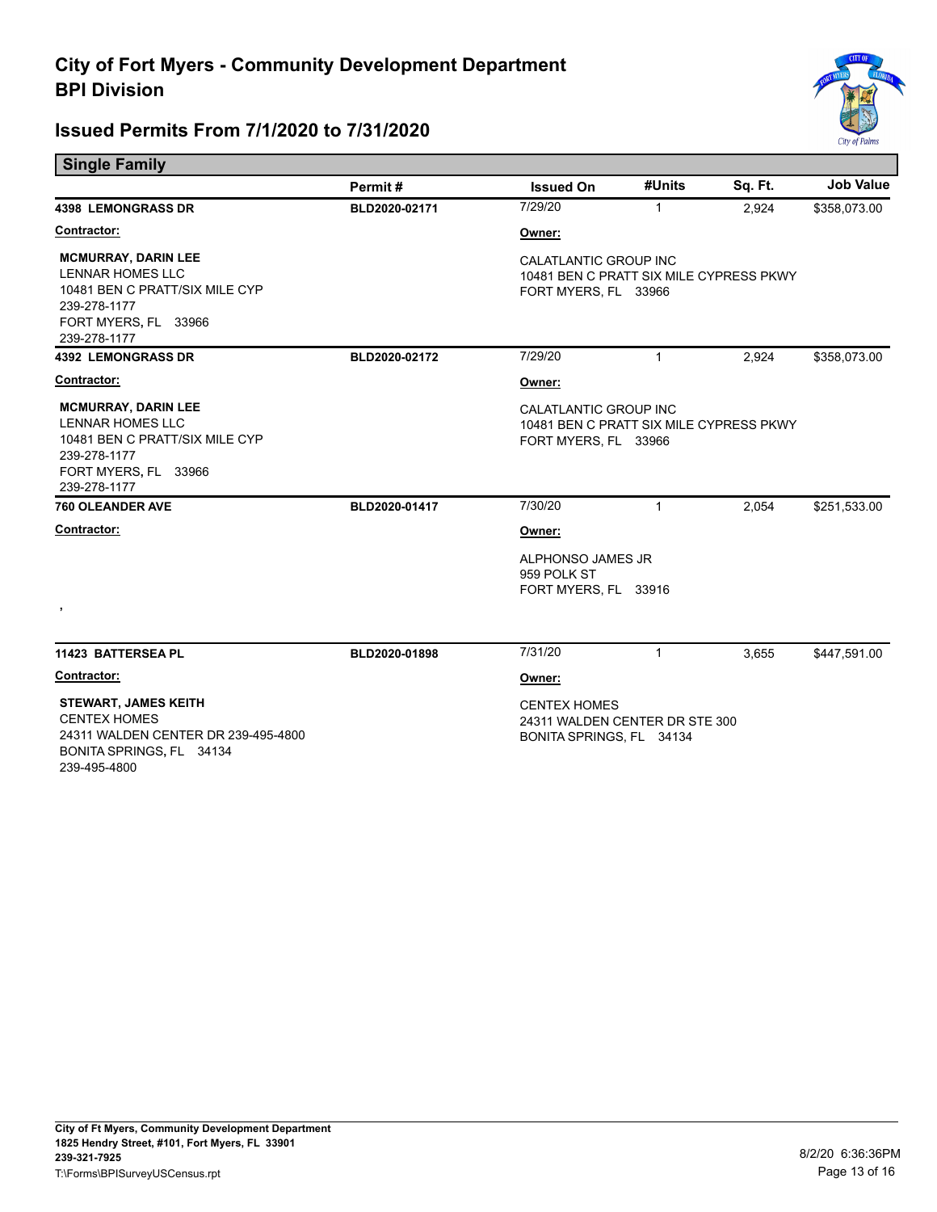# City of Fort Myers - Community Development Department
## BPI Division

## Issued Permits From 7/1/2020 to 7/31/2020

### Single Family

| | Permit # | Issued On | #Units | Sq. Ft. | Job Value |
|---|---|---|---|---|---|
| **4398 LEMONGRASS DR** | **BLD2020-02171** | 7/29/20 | 1 | 2,924 | $358,073.00 |

**Contractor:**

**MCMURRAY, DARIN LEE**
LENNAR HOMES LLC
10481 BEN C PRATT/SIX MILE CYP
239-278-1177
FORT MYERS, FL 33966
239-278-1177

**Owner:**

CALATLANTIC GROUP INC
10481 BEN C PRATT SIX MILE CYPRESS PKWY
FORT MYERS, FL 33966

| | Permit # | Issued On | #Units | Sq. Ft. | Job Value |
|---|---|---|---|---|---|
| **4392 LEMONGRASS DR** | **BLD2020-02172** | 7/29/20 | 1 | 2,924 | $358,073.00 |

**Contractor:**

**MCMURRAY, DARIN LEE**
LENNAR HOMES LLC
10481 BEN C PRATT/SIX MILE CYP
239-278-1177
FORT MYERS, FL 33966
239-278-1177

**Owner:**

CALATLANTIC GROUP INC
10481 BEN C PRATT SIX MILE CYPRESS PKWY
FORT MYERS, FL 33966

| | Permit # | Issued On | #Units | Sq. Ft. | Job Value |
|---|---|---|---|---|---|
| **760 OLEANDER AVE** | **BLD2020-01417** | 7/30/20 | 1 | 2,054 | $251,533.00 |

**Contractor:**

,

**Owner:**

ALPHONSO JAMES JR
959 POLK ST
FORT MYERS, FL 33916

| | Permit # | Issued On | #Units | Sq. Ft. | Job Value |
|---|---|---|---|---|---|
| **11423 BATTERSEA PL** | **BLD2020-01898** | 7/31/20 | 1 | 3,655 | $447,591.00 |

**Contractor:**

**STEWART, JAMES KEITH**
CENTEX HOMES
24311 WALDEN CENTER DR 239-495-4800
BONITA SPRINGS, FL 34134
239-495-4800

**Owner:**

CENTEX HOMES
24311 WALDEN CENTER DR STE 300
BONITA SPRINGS, FL 34134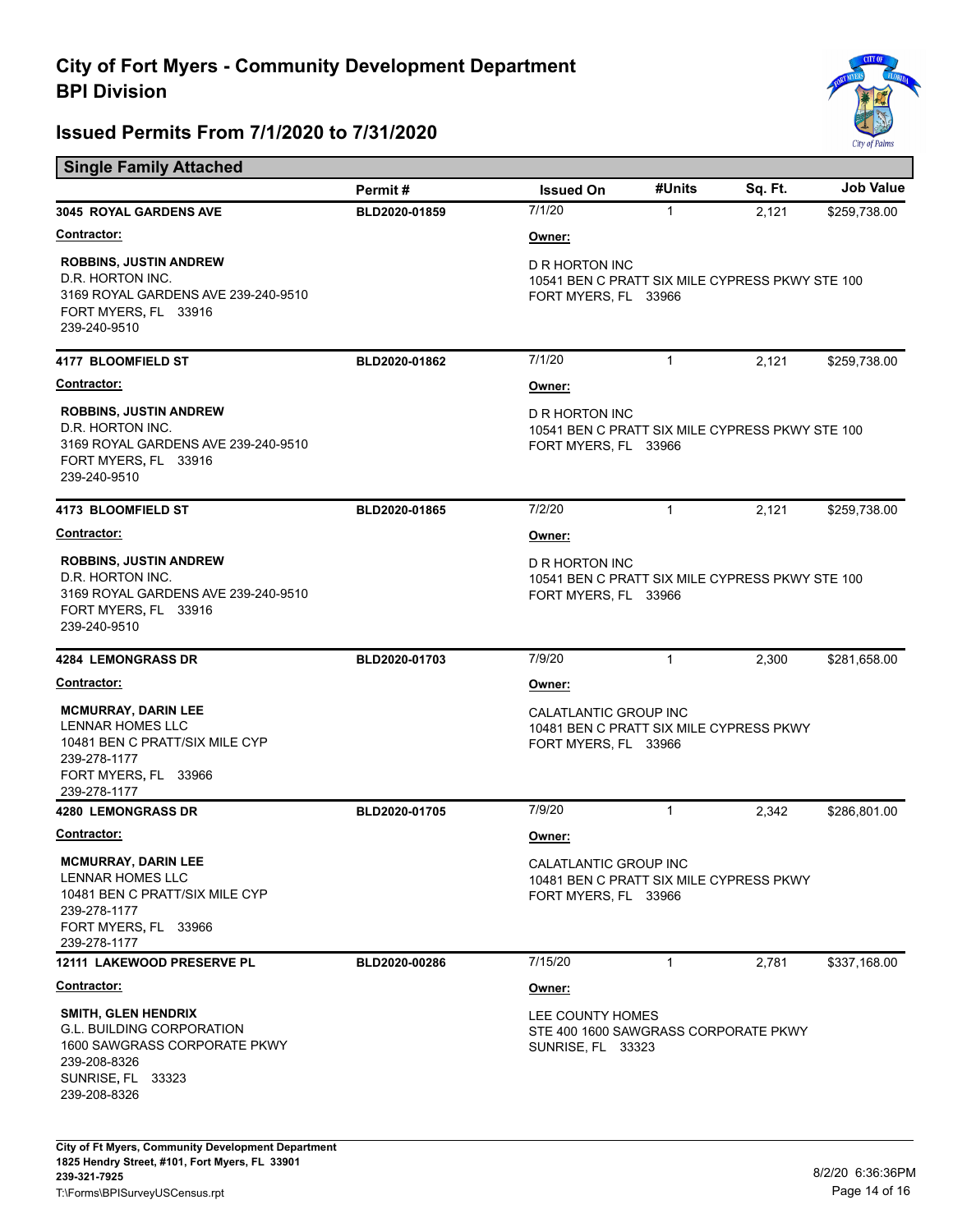# City of Fort Myers - Community Development Department
## BPI Division

## Issued Permits From 7/1/2020 to 7/31/2020

### Single Family Attached

| | Permit # | Issued On | #Units | Sq. Ft. | Job Value |
|---|---|---|---|---|---|
| **3045 ROYAL GARDENS AVE** | BLD2020-01859 | 7/1/20 | 1 | 2,121 | $259,738.00 |

**Contractor:**
**ROBBINS, JUSTIN ANDREW**
D.R. HORTON INC.
3169 ROYAL GARDENS AVE 239-240-9510
FORT MYERS, FL 33916
239-240-9510

**Owner:**
D R HORTON INC
10541 BEN C PRATT SIX MILE CYPRESS PKWY STE 100
FORT MYERS, FL 33966

| | Permit # | Issued On | #Units | Sq. Ft. | Job Value |
|---|---|---|---|---|---|
| **4177 BLOOMFIELD ST** | BLD2020-01862 | 7/1/20 | 1 | 2,121 | $259,738.00 |

**Contractor:**
**ROBBINS, JUSTIN ANDREW**
D.R. HORTON INC.
3169 ROYAL GARDENS AVE 239-240-9510
FORT MYERS, FL 33916
239-240-9510

**Owner:**
D R HORTON INC
10541 BEN C PRATT SIX MILE CYPRESS PKWY STE 100
FORT MYERS, FL 33966

| | Permit # | Issued On | #Units | Sq. Ft. | Job Value |
|---|---|---|---|---|---|
| **4173 BLOOMFIELD ST** | BLD2020-01865 | 7/2/20 | 1 | 2,121 | $259,738.00 |

**Contractor:**
**ROBBINS, JUSTIN ANDREW**
D.R. HORTON INC.
3169 ROYAL GARDENS AVE 239-240-9510
FORT MYERS, FL 33916
239-240-9510

**Owner:**
D R HORTON INC
10541 BEN C PRATT SIX MILE CYPRESS PKWY STE 100
FORT MYERS, FL 33966

| | Permit # | Issued On | #Units | Sq. Ft. | Job Value |
|---|---|---|---|---|---|
| **4284 LEMONGRASS DR** | BLD2020-01703 | 7/9/20 | 1 | 2,300 | $281,658.00 |

**Contractor:**
**MCMURRAY, DARIN LEE**
LENNAR HOMES LLC
10481 BEN C PRATT/SIX MILE CYP
239-278-1177
FORT MYERS, FL 33966
239-278-1177

**Owner:**
CALATLANTIC GROUP INC
10481 BEN C PRATT SIX MILE CYPRESS PKWY
FORT MYERS, FL 33966

| | Permit # | Issued On | #Units | Sq. Ft. | Job Value |
|---|---|---|---|---|---|
| **4280 LEMONGRASS DR** | BLD2020-01705 | 7/9/20 | 1 | 2,342 | $286,801.00 |

**Contractor:**
**MCMURRAY, DARIN LEE**
LENNAR HOMES LLC
10481 BEN C PRATT/SIX MILE CYP
239-278-1177
FORT MYERS, FL 33966
239-278-1177

**Owner:**
CALATLANTIC GROUP INC
10481 BEN C PRATT SIX MILE CYPRESS PKWY
FORT MYERS, FL 33966

| | Permit # | Issued On | #Units | Sq. Ft. | Job Value |
|---|---|---|---|---|---|
| **12111 LAKEWOOD PRESERVE PL** | BLD2020-00286 | 7/15/20 | 1 | 2,781 | $337,168.00 |

**Contractor:**
**SMITH, GLEN HENDRIX**
G.L. BUILDING CORPORATION
1600 SAWGRASS CORPORATE PKWY
239-208-8326
SUNRISE, FL 33323
239-208-8326

**Owner:**
LEE COUNTY HOMES
STE 400 1600 SAWGRASS CORPORATE PKWY
SUNRISE, FL 33323

City of Ft Myers, Community Development Department
1825 Hendry Street, #101, Fort Myers, FL 33901
239-321-7925
T:\Forms\BPISurveyUSCensus.rpt

8/2/20 6:36:36PM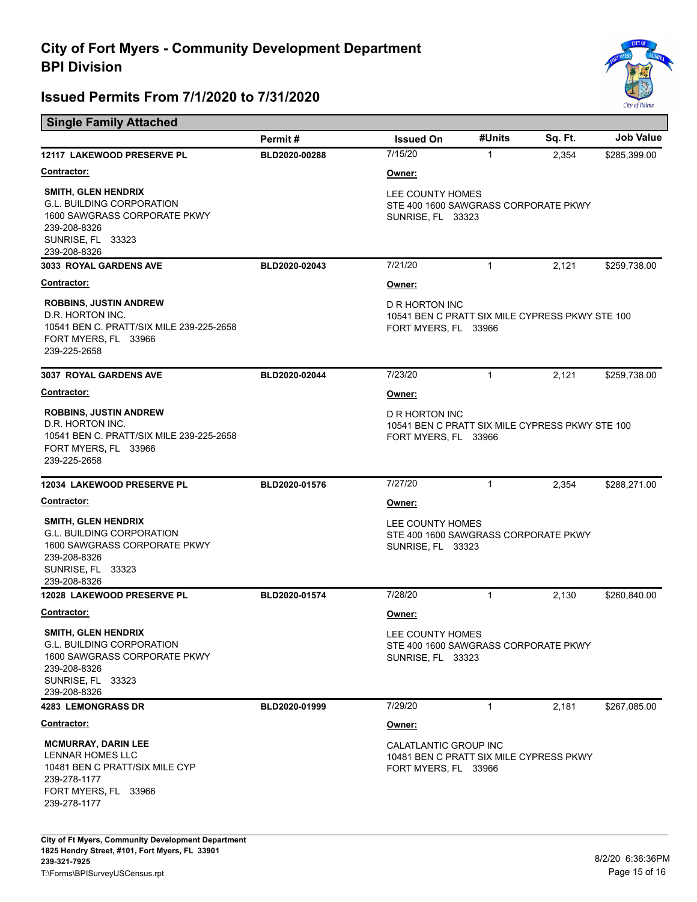# City of Fort Myers - Community Development Department
## BPI Division

## Issued Permits From 7/1/2020 to 7/31/2020

### Single Family Attached

| | Permit # | Issued On | #Units | Sq. Ft. | Job Value |
|---|---|---|---|---|---|
| **12117 LAKEWOOD PRESERVE PL** | **BLD2020-00288** | 7/15/20 | 1 | 2,354 | $285,399.00 |

**Contractor:**
**SMITH, GLEN HENDRIX**
G.L. BUILDING CORPORATION
1600 SAWGRASS CORPORATE PKWY
239-208-8326
SUNRISE, FL 33323
239-208-8326

**Owner:**
LEE COUNTY HOMES
STE 400 1600 SAWGRASS CORPORATE PKWY
SUNRISE, FL 33323

| | Permit # | Issued On | #Units | Sq. Ft. | Job Value |
|---|---|---|---|---|---|
| **3033 ROYAL GARDENS AVE** | **BLD2020-02043** | 7/21/20 | 1 | 2,121 | $259,738.00 |

**Contractor:**
**ROBBINS, JUSTIN ANDREW**
D.R. HORTON INC.
10541 BEN C. PRATT/SIX MILE 239-225-2658
FORT MYERS, FL 33966
239-225-2658

**Owner:**
D R HORTON INC
10541 BEN C PRATT SIX MILE CYPRESS PKWY STE 100
FORT MYERS, FL 33966

| | Permit # | Issued On | #Units | Sq. Ft. | Job Value |
|---|---|---|---|---|---|
| **3037 ROYAL GARDENS AVE** | **BLD2020-02044** | 7/23/20 | 1 | 2,121 | $259,738.00 |

**Contractor:**
**ROBBINS, JUSTIN ANDREW**
D.R. HORTON INC.
10541 BEN C. PRATT/SIX MILE 239-225-2658
FORT MYERS, FL 33966
239-225-2658

**Owner:**
D R HORTON INC
10541 BEN C PRATT SIX MILE CYPRESS PKWY STE 100
FORT MYERS, FL 33966

| | Permit # | Issued On | #Units | Sq. Ft. | Job Value |
|---|---|---|---|---|---|
| **12034 LAKEWOOD PRESERVE PL** | **BLD2020-01576** | 7/27/20 | 1 | 2,354 | $288,271.00 |

**Contractor:**
**SMITH, GLEN HENDRIX**
G.L. BUILDING CORPORATION
1600 SAWGRASS CORPORATE PKWY
239-208-8326
SUNRISE, FL 33323
239-208-8326

**Owner:**
LEE COUNTY HOMES
STE 400 1600 SAWGRASS CORPORATE PKWY
SUNRISE, FL 33323

| | Permit # | Issued On | #Units | Sq. Ft. | Job Value |
|---|---|---|---|---|---|
| **12028 LAKEWOOD PRESERVE PL** | **BLD2020-01574** | 7/28/20 | 1 | 2,130 | $260,840.00 |

**Contractor:**
**SMITH, GLEN HENDRIX**
G.L. BUILDING CORPORATION
1600 SAWGRASS CORPORATE PKWY
239-208-8326
SUNRISE, FL 33323
239-208-8326

**Owner:**
LEE COUNTY HOMES
STE 400 1600 SAWGRASS CORPORATE PKWY
SUNRISE, FL 33323

| | Permit # | Issued On | #Units | Sq. Ft. | Job Value |
|---|---|---|---|---|---|
| **4283 LEMONGRASS DR** | **BLD2020-01999** | 7/29/20 | 1 | 2,181 | $267,085.00 |

**Contractor:**
**MCMURRAY, DARIN LEE**
LENNAR HOMES LLC
10481 BEN C PRATT/SIX MILE CYP
239-278-1177
FORT MYERS, FL 33966
239-278-1177

**Owner:**
CALATLANTIC GROUP INC
10481 BEN C PRATT SIX MILE CYPRESS PKWY
FORT MYERS, FL 33966

**City of Ft Myers, Community Development Department**
**1825 Hendry Street, #101, Fort Myers, FL 33901**
**239-321-7925**
T:\Forms\BPISurveyUSCensus.rpt

8/2/20 6:36:36PM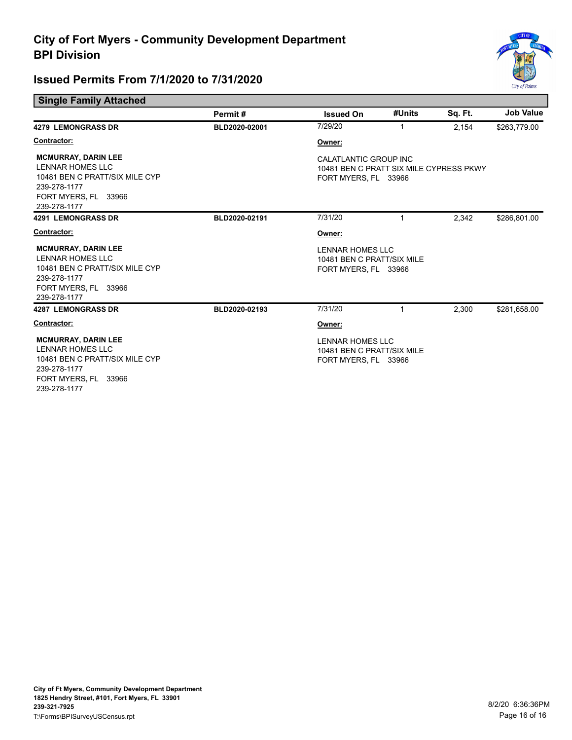# City of Fort Myers - Community Development Department
## BPI Division

### Issued Permits From 7/1/2020 to 7/31/2020

**Single Family Attached**

| | Permit # | Issued On | #Units | Sq. Ft. | Job Value |
|---|---|---|---|---|---|
| **4279 LEMONGRASS DR** | **BLD2020-02001** | 7/29/20 | 1 | 2,154 | $263,779.00 |

**Contractor:**

**MCMURRAY, DARIN LEE**
LENNAR HOMES LLC
10481 BEN C PRATT/SIX MILE CYP
239-278-1177
FORT MYERS, FL 33966
239-278-1177

**Owner:**

CALATLANTIC GROUP INC
10481 BEN C PRATT SIX MILE CYPRESS PKWY
FORT MYERS, FL 33966

| | Permit # | Issued On | #Units | Sq. Ft. | Job Value |
|---|---|---|---|---|---|
| **4291 LEMONGRASS DR** | **BLD2020-02191** | 7/31/20 | 1 | 2,342 | $286,801.00 |

**Contractor:**

**MCMURRAY, DARIN LEE**
LENNAR HOMES LLC
10481 BEN C PRATT/SIX MILE CYP
239-278-1177
FORT MYERS, FL 33966
239-278-1177

**Owner:**

LENNAR HOMES LLC
10481 BEN C PRATT/SIX MILE
FORT MYERS, FL 33966

| | Permit # | Issued On | #Units | Sq. Ft. | Job Value |
|---|---|---|---|---|---|
| **4287 LEMONGRASS DR** | **BLD2020-02193** | 7/31/20 | 1 | 2,300 | $281,658.00 |

**Contractor:**

**MCMURRAY, DARIN LEE**
LENNAR HOMES LLC
10481 BEN C PRATT/SIX MILE CYP
239-278-1177
FORT MYERS, FL 33966
239-278-1177

**Owner:**

LENNAR HOMES LLC
10481 BEN C PRATT/SIX MILE
FORT MYERS, FL 33966